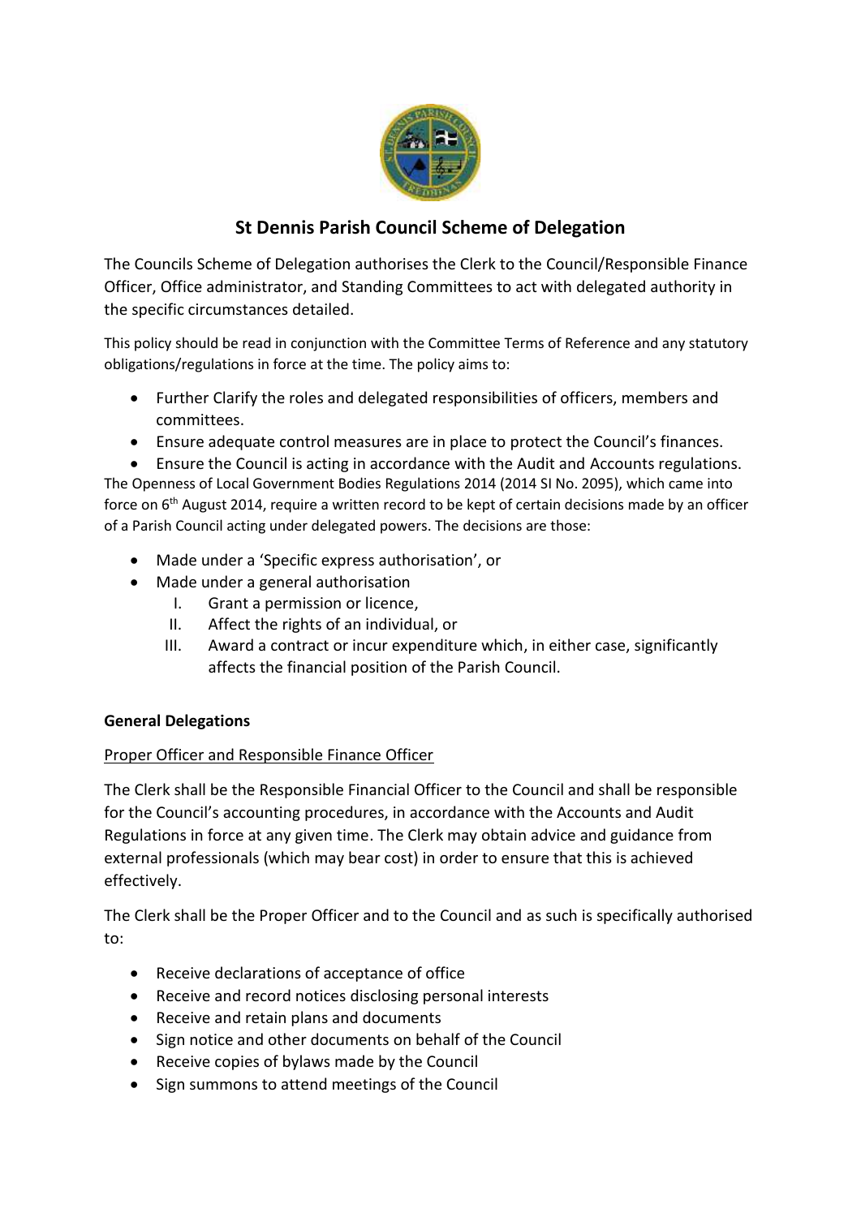# St Dennis Parish Council Scheme of Delegation

The Councils Scheme of Delegation authorises the Clerk to the Council/Responsible Finance Officer, Office administrator, and Standing Committees to act with delegated authority in the specific circumstances detailed.

This policy should be read in conjunction with the Committee Terms of Reference and any statutory obligations/regulations in force at the time. The policy aims to:

- Further Clarify the roles and delegated responsibilities of officers, members and committees.
- Ensure adequate control measures are in place to protect the Council's finances.
- Ensure the Council is acting in accordance with the Audit and Accounts regulations.

The Openness of Local Government Bodies Regulations 2014 (2014 SI No. 2095), which came into force on 6th August 2014, require a written record to be kept of certain decisions made by an officer of a Parish Council acting under delegated powers. The decisions are those:

- Made under a 'Specific express authorisation', or
- Made under a general authorisation
    I. Grant a permission or licence,
    II. Affect the rights of an individual, or
    III. Award a contract or incur expenditure which, in either case, significantly affects the financial position of the Parish Council.

**General Delegations**

<u>Proper Officer and Responsible Finance Officer</u>

The Clerk shall be the Responsible Financial Officer to the Council and shall be responsible for the Council's accounting procedures, in accordance with the Accounts and Audit Regulations in force at any given time. The Clerk may obtain advice and guidance from external professionals (which may bear cost) in order to ensure that this is achieved effectively.

The Clerk shall be the Proper Officer and to the Council and as such is specifically authorised to:

- Receive declarations of acceptance of office
- Receive and record notices disclosing personal interests
- Receive and retain plans and documents
- Sign notice and other documents on behalf of the Council
- Receive copies of bylaws made by the Council
- Sign summons to attend meetings of the Council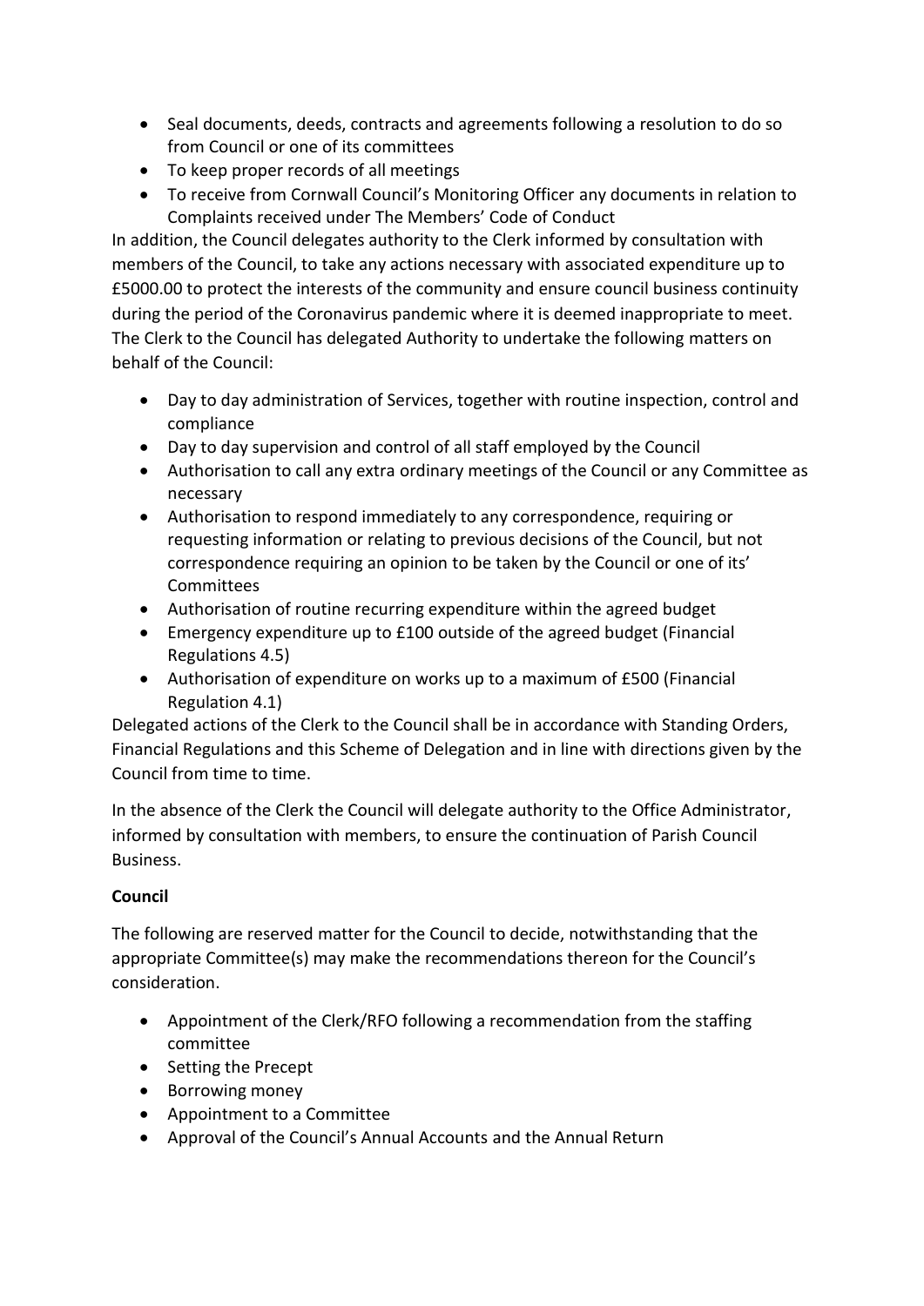- Seal documents, deeds, contracts and agreements following a resolution to do so from Council or one of its committees
- To keep proper records of all meetings
- To receive from Cornwall Council's Monitoring Officer any documents in relation to Complaints received under The Members' Code of Conduct

In addition, the Council delegates authority to the Clerk informed by consultation with members of the Council, to take any actions necessary with associated expenditure up to £5000.00 to protect the interests of the community and ensure council business continuity during the period of the Coronavirus pandemic where it is deemed inappropriate to meet. The Clerk to the Council has delegated Authority to undertake the following matters on behalf of the Council:

- Day to day administration of Services, together with routine inspection, control and compliance
- Day to day supervision and control of all staff employed by the Council
- Authorisation to call any extra ordinary meetings of the Council or any Committee as necessary
- Authorisation to respond immediately to any correspondence, requiring or requesting information or relating to previous decisions of the Council, but not correspondence requiring an opinion to be taken by the Council or one of its' Committees
- Authorisation of routine recurring expenditure within the agreed budget
- Emergency expenditure up to £100 outside of the agreed budget (Financial Regulations 4.5)
- Authorisation of expenditure on works up to a maximum of £500 (Financial Regulation 4.1)

Delegated actions of the Clerk to the Council shall be in accordance with Standing Orders, Financial Regulations and this Scheme of Delegation and in line with directions given by the Council from time to time.

In the absence of the Clerk the Council will delegate authority to the Office Administrator, informed by consultation with members, to ensure the continuation of Parish Council Business.

**Council**

The following are reserved matter for the Council to decide, notwithstanding that the appropriate Committee(s) may make the recommendations thereon for the Council's consideration.

- Appointment of the Clerk/RFO following a recommendation from the staffing committee
- Setting the Precept
- Borrowing money
- Appointment to a Committee
- Approval of the Council's Annual Accounts and the Annual Return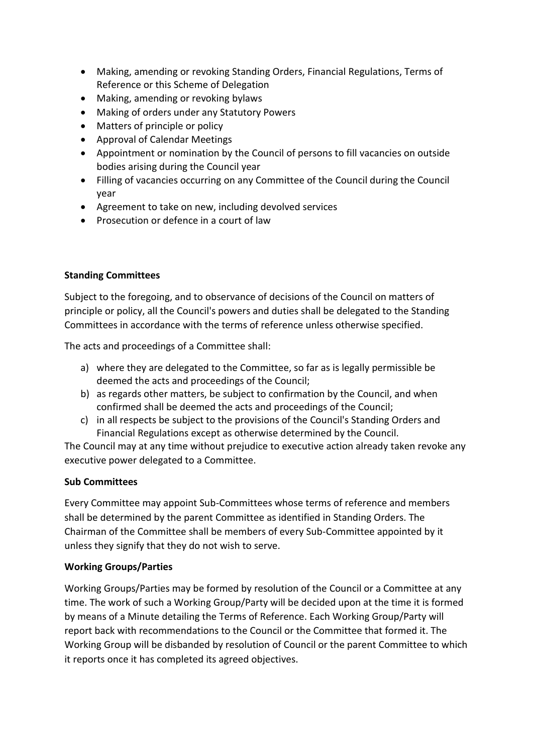- Making, amending or revoking Standing Orders, Financial Regulations, Terms of Reference or this Scheme of Delegation
- Making, amending or revoking bylaws
- Making of orders under any Statutory Powers
- Matters of principle or policy
- Approval of Calendar Meetings
- Appointment or nomination by the Council of persons to fill vacancies on outside bodies arising during the Council year
- Filling of vacancies occurring on any Committee of the Council during the Council year
- Agreement to take on new, including devolved services
- Prosecution or defence in a court of law

**Standing Committees**

Subject to the foregoing, and to observance of decisions of the Council on matters of principle or policy, all the Council's powers and duties shall be delegated to the Standing Committees in accordance with the terms of reference unless otherwise specified.

The acts and proceedings of a Committee shall:

a) where they are delegated to the Committee, so far as is legally permissible be deemed the acts and proceedings of the Council;
b) as regards other matters, be subject to confirmation by the Council, and when confirmed shall be deemed the acts and proceedings of the Council;
c) in all respects be subject to the provisions of the Council's Standing Orders and Financial Regulations except as otherwise determined by the Council.

The Council may at any time without prejudice to executive action already taken revoke any executive power delegated to a Committee.

**Sub Committees**

Every Committee may appoint Sub-Committees whose terms of reference and members shall be determined by the parent Committee as identified in Standing Orders. The Chairman of the Committee shall be members of every Sub-Committee appointed by it unless they signify that they do not wish to serve.

**Working Groups/Parties**

Working Groups/Parties may be formed by resolution of the Council or a Committee at any time. The work of such a Working Group/Party will be decided upon at the time it is formed by means of a Minute detailing the Terms of Reference. Each Working Group/Party will report back with recommendations to the Council or the Committee that formed it. The Working Group will be disbanded by resolution of Council or the parent Committee to which it reports once it has completed its agreed objectives.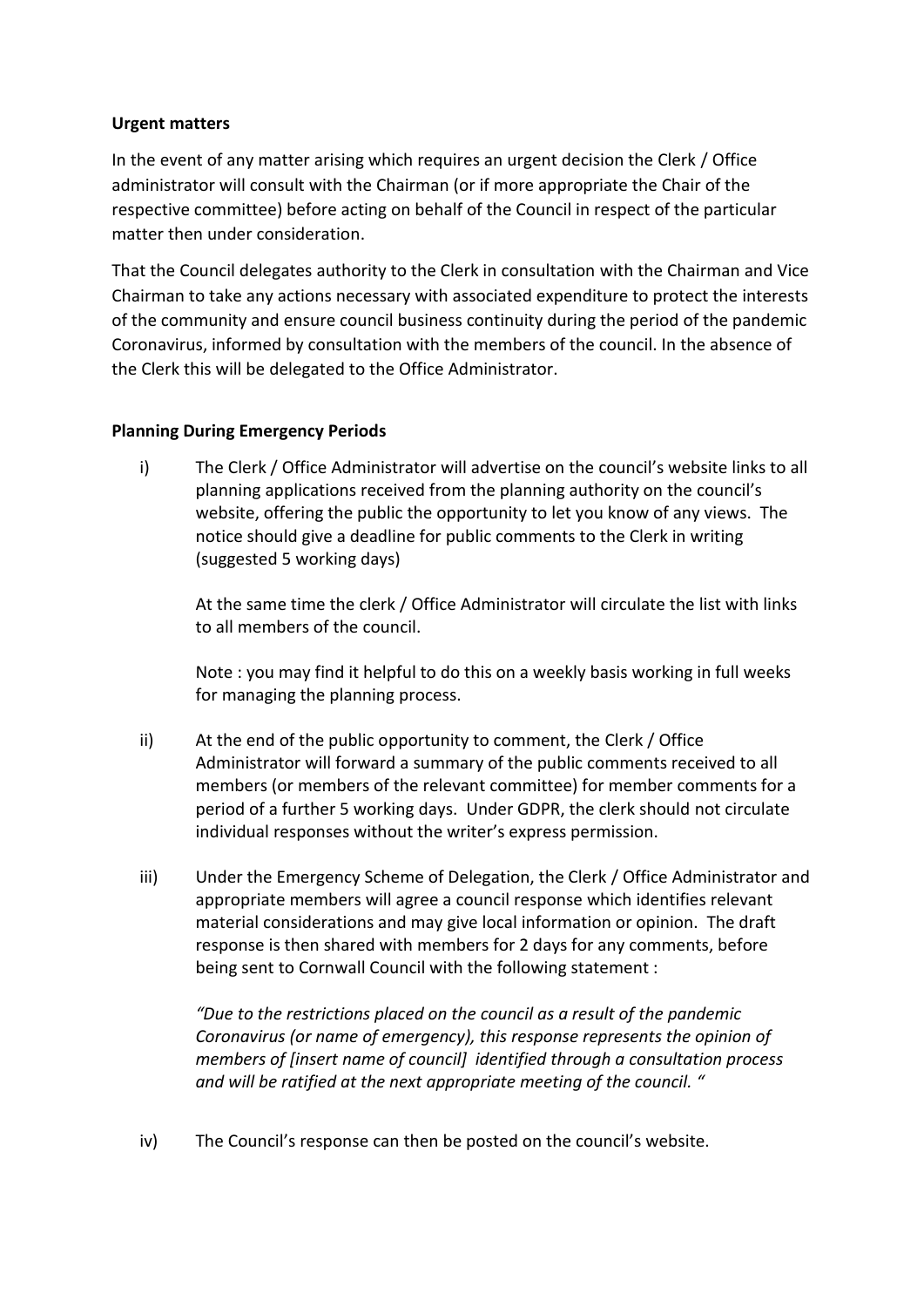**Urgent matters**

In the event of any matter arising which requires an urgent decision the Clerk / Office administrator will consult with the Chairman (or if more appropriate the Chair of the respective committee) before acting on behalf of the Council in respect of the particular matter then under consideration.

That the Council delegates authority to the Clerk in consultation with the Chairman and Vice Chairman to take any actions necessary with associated expenditure to protect the interests of the community and ensure council business continuity during the period of the pandemic Coronavirus, informed by consultation with the members of the council. In the absence of the Clerk this will be delegated to the Office Administrator.

**Planning During Emergency Periods**

i) The Clerk / Office Administrator will advertise on the council's website links to all planning applications received from the planning authority on the council's website, offering the public the opportunity to let you know of any views. The notice should give a deadline for public comments to the Clerk in writing (suggested 5 working days)

   At the same time the clerk / Office Administrator will circulate the list with links to all members of the council.

   Note : you may find it helpful to do this on a weekly basis working in full weeks for managing the planning process.

ii) At the end of the public opportunity to comment, the Clerk / Office Administrator will forward a summary of the public comments received to all members (or members of the relevant committee) for member comments for a period of a further 5 working days. Under GDPR, the clerk should not circulate individual responses without the writer's express permission.

iii) Under the Emergency Scheme of Delegation, the Clerk / Office Administrator and appropriate members will agree a council response which identifies relevant material considerations and may give local information or opinion. The draft response is then shared with members for 2 days for any comments, before being sent to Cornwall Council with the following statement :

   *"Due to the restrictions placed on the council as a result of the pandemic Coronavirus (or name of emergency), this response represents the opinion of members of [insert name of council] identified through a consultation process and will be ratified at the next appropriate meeting of the council. "*

iv) The Council's response can then be posted on the council's website.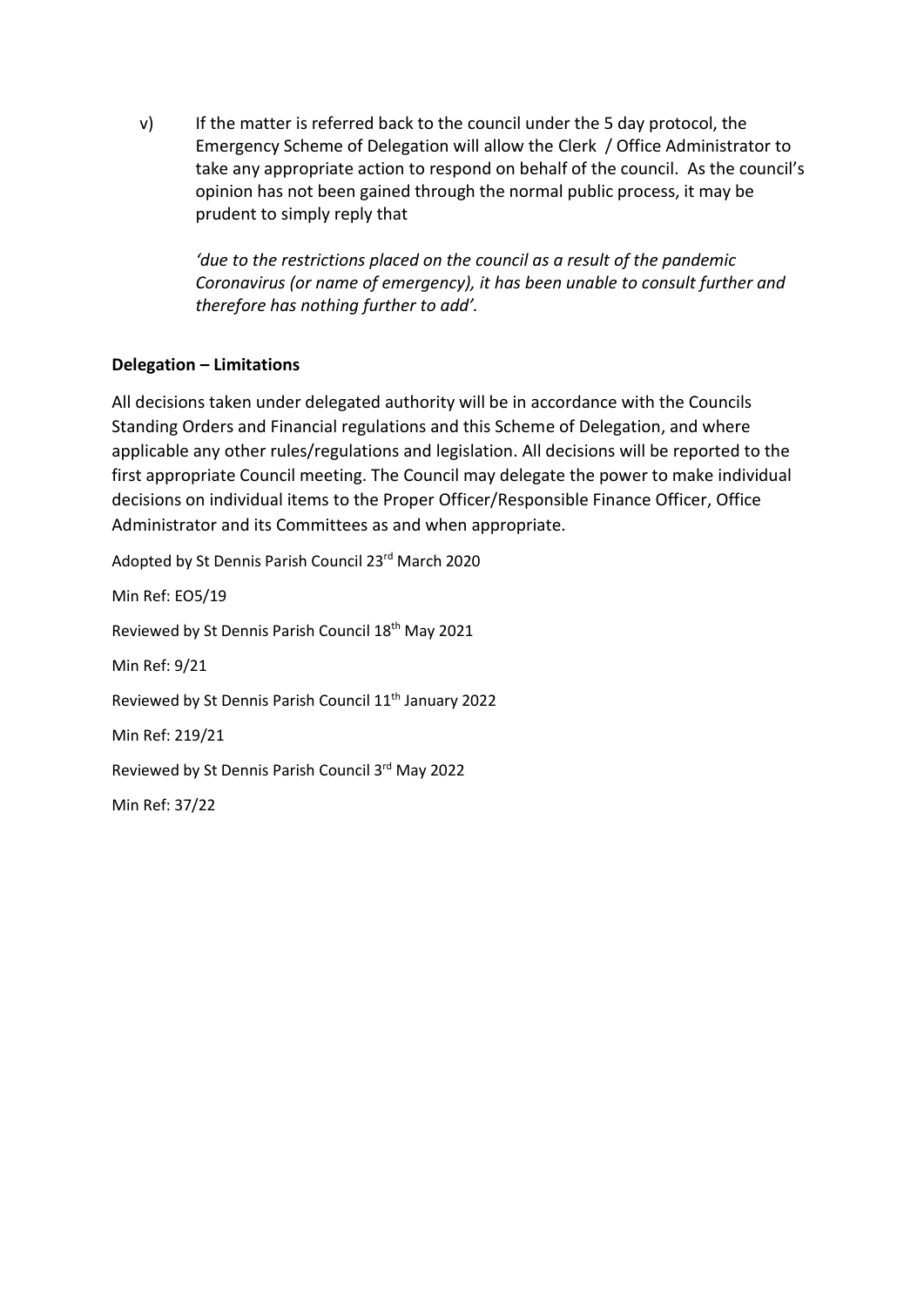v) If the matter is referred back to the council under the 5 day protocol, the Emergency Scheme of Delegation will allow the Clerk / Office Administrator to take any appropriate action to respond on behalf of the council. As the council's opinion has not been gained through the normal public process, it may be prudent to simply reply that

*'due to the restrictions placed on the council as a result of the pandemic Coronavirus (or name of emergency), it has been unable to consult further and therefore has nothing further to add'.*

**Delegation – Limitations**

All decisions taken under delegated authority will be in accordance with the Councils Standing Orders and Financial regulations and this Scheme of Delegation, and where applicable any other rules/regulations and legislation. All decisions will be reported to the first appropriate Council meeting. The Council may delegate the power to make individual decisions on individual items to the Proper Officer/Responsible Finance Officer, Office Administrator and its Committees as and when appropriate.

Adopted by St Dennis Parish Council 23rd March 2020

Min Ref: EO5/19

Reviewed by St Dennis Parish Council 18th May 2021

Min Ref: 9/21

Reviewed by St Dennis Parish Council 11th January 2022

Min Ref: 219/21

Reviewed by St Dennis Parish Council 3rd May 2022

Min Ref: 37/22